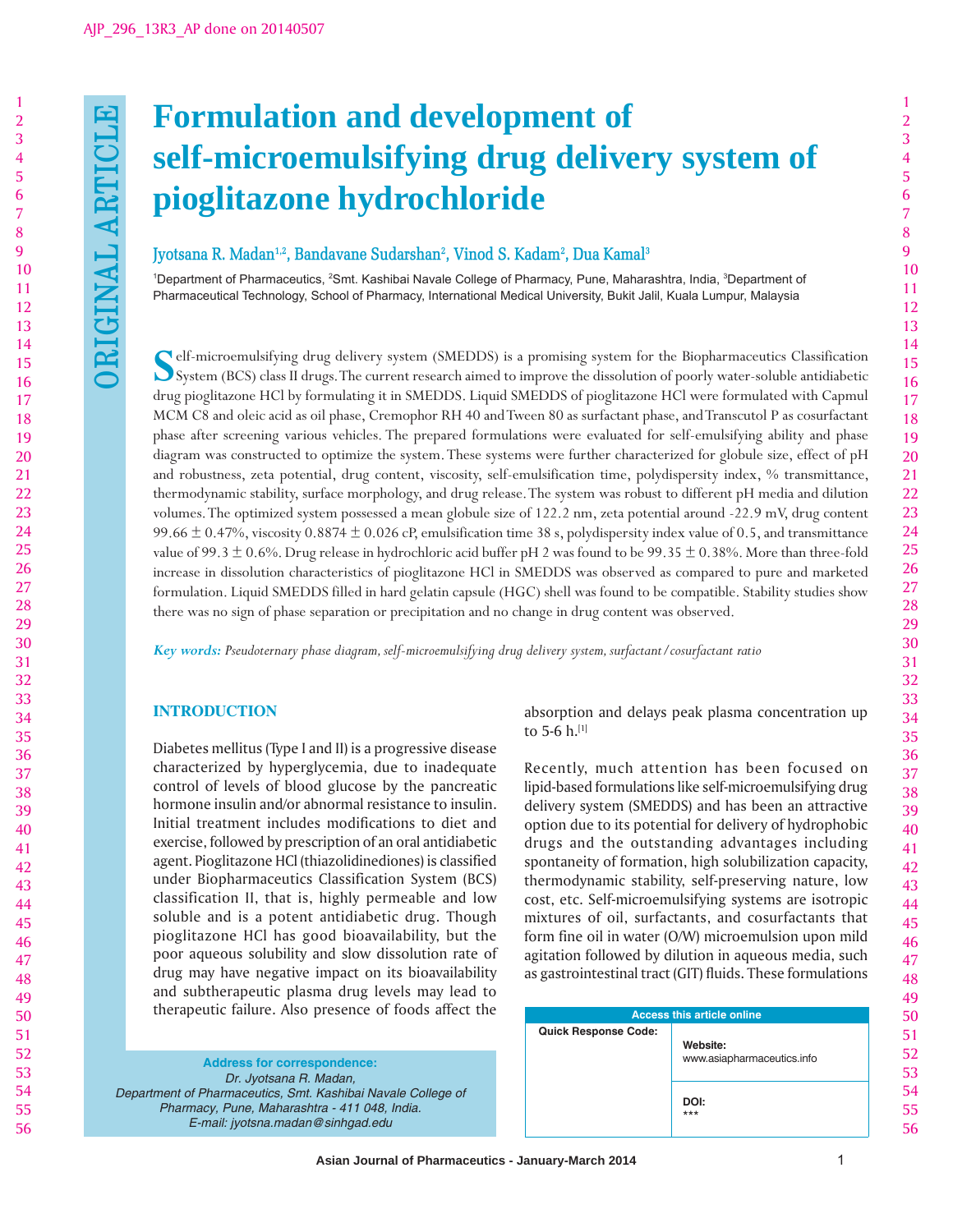ORIGINAL ARTICLE

# Formulation and development of self-microemulsifying drug delivery system of pioglitazone hydrochloride

Jyotsana R. Madan[1,2], Bandavane Sudarshan[2], Vinod S. Kadam[2], Dua Kamal[3]

[1]Department of Pharmaceutics, [2]Smt. Kashibai Navale College of Pharmacy, Pune, Maharashtra, India, [3]Department of Pharmaceutical Technology, School of Pharmacy, International Medical University, Bukit Jalil, Kuala Lumpur, Malaysia

Self-microemulsifying drug delivery system (SMEDDS) is a promising system for the Biopharmaceutics Classification System (BCS) class II drugs. The current research aimed to improve the dissolution of poorly water-soluble antidiabetic drug pioglitazone HCl by formulating it in SMEDDS. Liquid SMEDDS of pioglitazone HCl were formulated with Capmul MCM C8 and oleic acid as oil phase, Cremophor RH 40 and Tween 80 as surfactant phase, and Transcutol P as cosurfactant phase after screening various vehicles. The prepared formulations were evaluated for self-emulsifying ability and phase diagram was constructed to optimize the system. These systems were further characterized for globule size, effect of pH and robustness, zeta potential, drug content, viscosity, self-emulsification time, polydispersity index, % transmittance, thermodynamic stability, surface morphology, and drug release. The system was robust to different pH media and dilution volumes. The optimized system possessed a mean globule size of 122.2 nm, zeta potential around -22.9 mV, drug content 99.66 ± 0.47%, viscosity 0.8874 ± 0.026 cP, emulsification time 38 s, polydispersity index value of 0.5, and transmittance value of 99.3 ± 0.6%. Drug release in hydrochloric acid buffer pH 2 was found to be 99.35 ± 0.38%. More than three-fold increase in dissolution characteristics of pioglitazone HCl in SMEDDS was observed as compared to pure and marketed formulation. Liquid SMEDDS filled in hard gelatin capsule (HGC) shell was found to be compatible. Stability studies show there was no sign of phase separation or precipitation and no change in drug content was observed.

***Key words:*** *Pseudoternary phase diagram, self-microemulsifying drug delivery system, surfactant/cosurfactant ratio*

## INTRODUCTION

Diabetes mellitus (Type I and II) is a progressive disease characterized by hyperglycemia, due to inadequate control of levels of blood glucose by the pancreatic hormone insulin and/or abnormal resistance to insulin. Initial treatment includes modifications to diet and exercise, followed by prescription of an oral antidiabetic agent. Pioglitazone HCl (thiazolidinediones) is classified under Biopharmaceutics Classification System (BCS) classification II, that is, highly permeable and low soluble and is a potent antidiabetic drug. Though pioglitazone HCl has good bioavailability, but the poor aqueous solubility and slow dissolution rate of drug may have negative impact on its bioavailability and subtherapeutic plasma drug levels may lead to therapeutic failure. Also presence of foods affect the absorption and delays peak plasma concentration up to 5-6 h.[1]

Recently, much attention has been focused on lipid-based formulations like self-microemulsifying drug delivery system (SMEDDS) and has been an attractive option due to its potential for delivery of hydrophobic drugs and the outstanding advantages including spontaneity of formation, high solubilization capacity, thermodynamic stability, self-preserving nature, low cost, etc. Self-microemulsifying systems are isotropic mixtures of oil, surfactants, and cosurfactants that form fine oil in water (O/W) microemulsion upon mild agitation followed by dilution in aqueous media, such as gastrointestinal tract (GIT) fluids. These formulations

**Address for correspondence:**
*Dr. Jyotsana R. Madan,*
*Department of Pharmaceutics, Smt. Kashibai Navale College of Pharmacy, Pune, Maharashtra - 411 048, India.*
*E-mail: jyotsna.madan@sinhgad.edu*

| Access this article online | |
|---|---|
| Quick Response Code: | Website: www.asiapharmaceutics.info |
| | DOI: *** |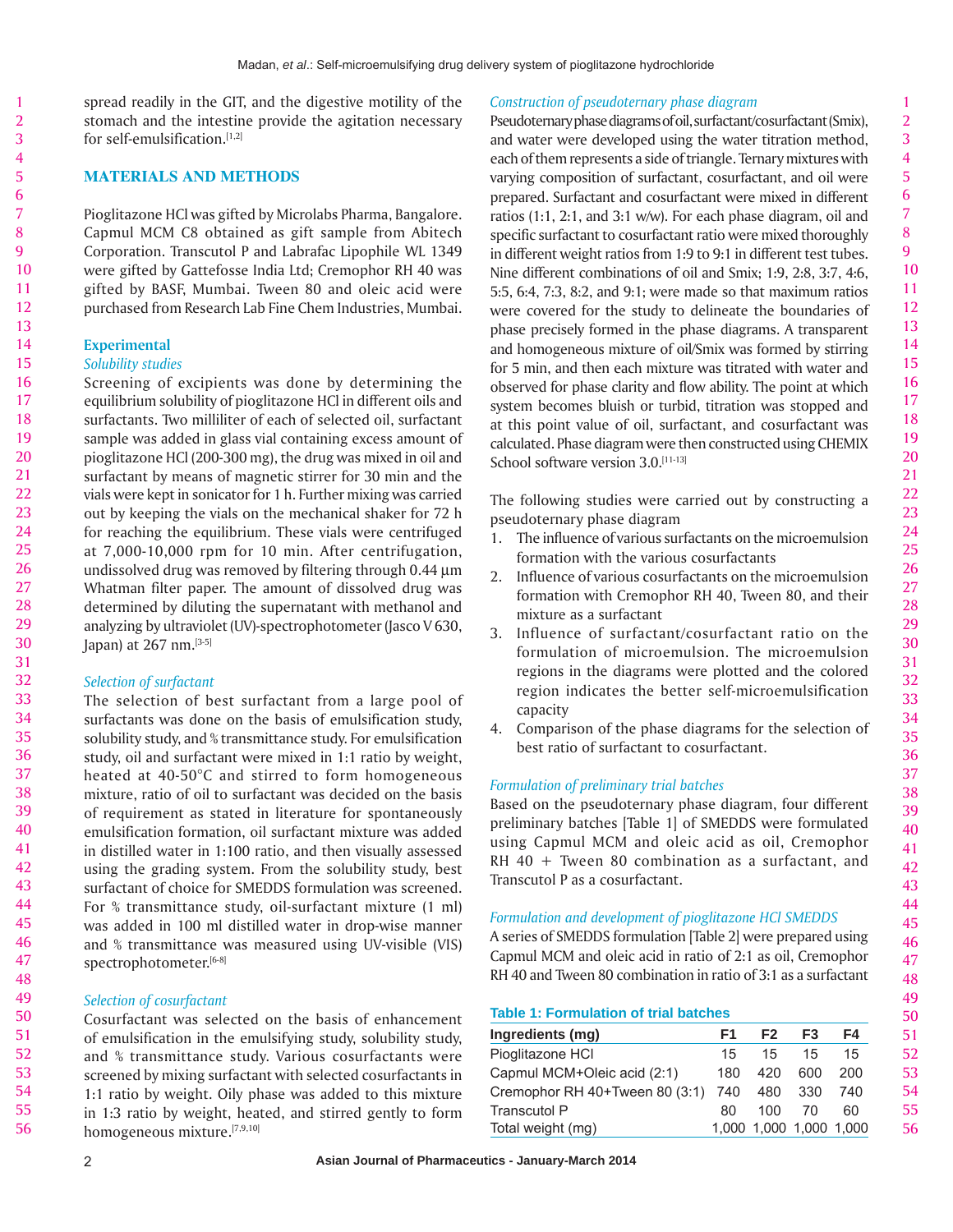spread readily in the GIT, and the digestive motility of the stomach and the intestine provide the agitation necessary for self-emulsification.[1,2]

## MATERIALS AND METHODS

Pioglitazone HCl was gifted by Microlabs Pharma, Bangalore. Capmul MCM C8 obtained as gift sample from Abitech Corporation. Transcutol P and Labrafac Lipophile WL 1349 were gifted by Gattefosse India Ltd; Cremophor RH 40 was gifted by BASF, Mumbai. Tween 80 and oleic acid were purchased from Research Lab Fine Chem Industries, Mumbai.

### Experimental

#### *Solubility studies*

Screening of excipients was done by determining the equilibrium solubility of pioglitazone HCl in different oils and surfactants. Two milliliter of each of selected oil, surfactant sample was added in glass vial containing excess amount of pioglitazone HCl (200-300 mg), the drug was mixed in oil and surfactant by means of magnetic stirrer for 30 min and the vials were kept in sonicator for 1 h. Further mixing was carried out by keeping the vials on the mechanical shaker for 72 h for reaching the equilibrium. These vials were centrifuged at 7,000-10,000 rpm for 10 min. After centrifugation, undissolved drug was removed by filtering through 0.44 μm Whatman filter paper. The amount of dissolved drug was determined by diluting the supernatant with methanol and analyzing by ultraviolet (UV)-spectrophotometer (Jasco V 630, Japan) at 267 nm.[3-5]

#### *Selection of surfactant*

The selection of best surfactant from a large pool of surfactants was done on the basis of emulsification study, solubility study, and % transmittance study. For emulsification study, oil and surfactant were mixed in 1:1 ratio by weight, heated at 40-50°C and stirred to form homogeneous mixture, ratio of oil to surfactant was decided on the basis of requirement as stated in literature for spontaneously emulsification formation, oil surfactant mixture was added in distilled water in 1:100 ratio, and then visually assessed using the grading system. From the solubility study, best surfactant of choice for SMEDDS formulation was screened. For % transmittance study, oil-surfactant mixture (1 ml) was added in 100 ml distilled water in drop-wise manner and % transmittance was measured using UV-visible (VIS) spectrophotometer.[6-8]

#### *Selection of cosurfactant*

Cosurfactant was selected on the basis of enhancement of emulsification in the emulsifying study, solubility study, and % transmittance study. Various cosurfactants were screened by mixing surfactant with selected cosurfactants in 1:1 ratio by weight. Oily phase was added to this mixture in 1:3 ratio by weight, heated, and stirred gently to form homogeneous mixture.[7,9,10]

#### *Construction of pseudoternary phase diagram*

Pseudoternary phase diagrams of oil, surfactant/cosurfactant (Smix), and water were developed using the water titration method, each of them represents a side of triangle. Ternary mixtures with varying composition of surfactant, cosurfactant, and oil were prepared. Surfactant and cosurfactant were mixed in different ratios (1:1, 2:1, and 3:1 w/w). For each phase diagram, oil and specific surfactant to cosurfactant ratio were mixed thoroughly in different weight ratios from 1:9 to 9:1 in different test tubes. Nine different combinations of oil and Smix; 1:9, 2:8, 3:7, 4:6, 5:5, 6:4, 7:3, 8:2, and 9:1; were made so that maximum ratios were covered for the study to delineate the boundaries of phase precisely formed in the phase diagrams. A transparent and homogeneous mixture of oil/Smix was formed by stirring for 5 min, and then each mixture was titrated with water and observed for phase clarity and flow ability. The point at which system becomes bluish or turbid, titration was stopped and at this point value of oil, surfactant, and cosurfactant was calculated. Phase diagram were then constructed using CHEMIX School software version 3.0.[11-13]

The following studies were carried out by constructing a pseudoternary phase diagram

1. The influence of various surfactants on the microemulsion formation with the various cosurfactants
2. Influence of various cosurfactants on the microemulsion formation with Cremophor RH 40, Tween 80, and their mixture as a surfactant
3. Influence of surfactant/cosurfactant ratio on the formulation of microemulsion. The microemulsion regions in the diagrams were plotted and the colored region indicates the better self-microemulsification capacity
4. Comparison of the phase diagrams for the selection of best ratio of surfactant to cosurfactant.

#### *Formulation of preliminary trial batches*

Based on the pseudoternary phase diagram, four different preliminary batches [Table 1] of SMEDDS were formulated using Capmul MCM and oleic acid as oil, Cremophor RH 40 + Tween 80 combination as a surfactant, and Transcutol P as a cosurfactant.

#### *Formulation and development of pioglitazone HCl SMEDDS*

A series of SMEDDS formulation [Table 2] were prepared using Capmul MCM and oleic acid in ratio of 2:1 as oil, Cremophor RH 40 and Tween 80 combination in ratio of 3:1 as a surfactant

**Table 1: Formulation of trial batches**

| Ingredients (mg) | F1 | F2 | F3 | F4 |
|---|---|---|---|---|
| Pioglitazone HCl | 15 | 15 | 15 | 15 |
| Capmul MCM+Oleic acid (2:1) | 180 | 420 | 600 | 200 |
| Cremophor RH 40+Tween 80 (3:1) | 740 | 480 | 330 | 740 |
| Transcutol P | 80 | 100 | 70 | 60 |
| Total weight (mg) | 1,000 | 1,000 | 1,000 | 1,000 |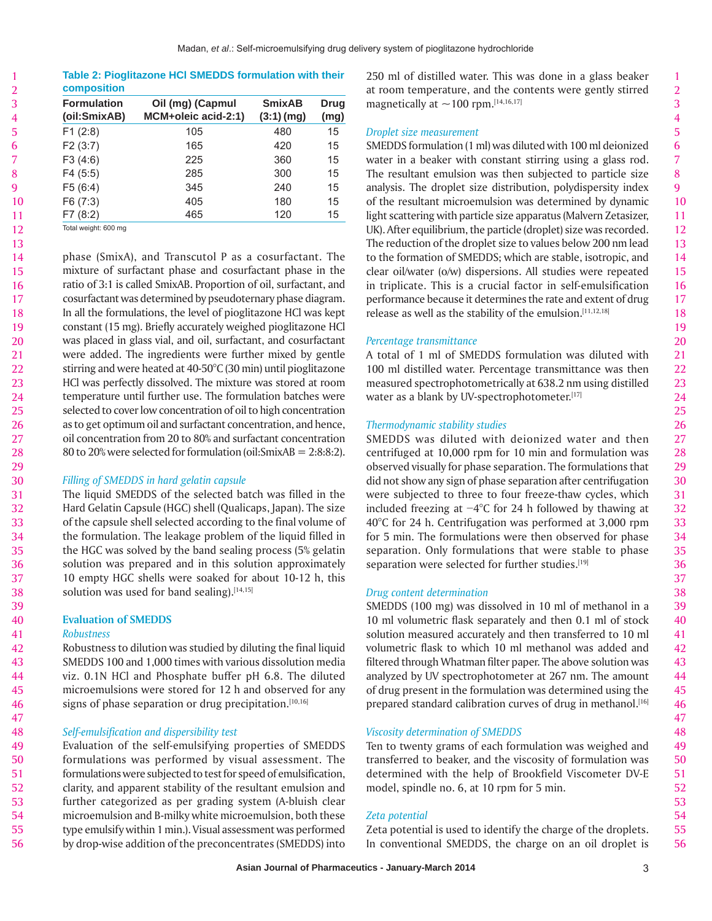**Table 2: Pioglitazone HCl SMEDDS formulation with their composition**

| Formulation (oil:SmixAB) | Oil (mg) (Capmul MCM+oleic acid-2:1) | SmixAB (3:1) (mg) | Drug (mg) |
|---|---|---|---|
| F1 (2:8) | 105 | 480 | 15 |
| F2 (3:7) | 165 | 420 | 15 |
| F3 (4:6) | 225 | 360 | 15 |
| F4 (5:5) | 285 | 300 | 15 |
| F5 (6:4) | 345 | 240 | 15 |
| F6 (7:3) | 405 | 180 | 15 |
| F7 (8:2) | 465 | 120 | 15 |

Total weight: 600 mg

phase (SmixA), and Transcutol P as a cosurfactant. The mixture of surfactant phase and cosurfactant phase in the ratio of 3:1 is called SmixAB. Proportion of oil, surfactant, and cosurfactant was determined by pseudoternary phase diagram. In all the formulations, the level of pioglitazone HCl was kept constant (15 mg). Briefly accurately weighed pioglitazone HCl was placed in glass vial, and oil, surfactant, and cosurfactant were added. The ingredients were further mixed by gentle stirring and were heated at 40-50°C (30 min) until pioglitazone HCl was perfectly dissolved. The mixture was stored at room temperature until further use. The formulation batches were selected to cover low concentration of oil to high concentration as to get optimum oil and surfactant concentration, and hence, oil concentration from 20 to 80% and surfactant concentration 80 to 20% were selected for formulation (oil:SmixAB = 2:8:8:2).

*Filling of SMEDDS in hard gelatin capsule*

The liquid SMEDDS of the selected batch was filled in the Hard Gelatin Capsule (HGC) shell (Qualicaps, Japan). The size of the capsule shell selected according to the final volume of the formulation. The leakage problem of the liquid filled in the HGC was solved by the band sealing process (5% gelatin solution was prepared and in this solution approximately 10 empty HGC shells were soaked for about 10-12 h, this solution was used for band sealing).[14,15]

## Evaluation of SMEDDS

*Robustness*

Robustness to dilution was studied by diluting the final liquid SMEDDS 100 and 1,000 times with various dissolution media viz. 0.1N HCl and Phosphate buffer pH 6.8. The diluted microemulsions were stored for 12 h and observed for any signs of phase separation or drug precipitation.[10,16]

*Self-emulsification and dispersibility test*

Evaluation of the self-emulsifying properties of SMEDDS formulations was performed by visual assessment. The formulations were subjected to test for speed of emulsification, clarity, and apparent stability of the resultant emulsion and further categorized as per grading system (A-bluish clear microemulsion and B-milky white microemulsion, both these type emulsify within 1 min.). Visual assessment was performed by drop-wise addition of the preconcentrates (SMEDDS) into 250 ml of distilled water. This was done in a glass beaker at room temperature, and the contents were gently stirred magnetically at ~100 rpm.[14,16,17]

*Droplet size measurement*

SMEDDS formulation (1 ml) was diluted with 100 ml deionized water in a beaker with constant stirring using a glass rod. The resultant emulsion was then subjected to particle size analysis. The droplet size distribution, polydispersity index of the resultant microemulsion was determined by dynamic light scattering with particle size apparatus (Malvern Zetasizer, UK). After equilibrium, the particle (droplet) size was recorded. The reduction of the droplet size to values below 200 nm lead to the formation of SMEDDS; which are stable, isotropic, and clear oil/water (o/w) dispersions. All studies were repeated in triplicate. This is a crucial factor in self-emulsification performance because it determines the rate and extent of drug release as well as the stability of the emulsion.[11,12,18]

*Percentage transmittance*

A total of 1 ml of SMEDDS formulation was diluted with 100 ml distilled water. Percentage transmittance was then measured spectrophotometrically at 638.2 nm using distilled water as a blank by UV-spectrophotometer.[17]

*Thermodynamic stability studies*

SMEDDS was diluted with deionized water and then centrifuged at 10,000 rpm for 10 min and formulation was observed visually for phase separation. The formulations that did not show any sign of phase separation after centrifugation were subjected to three to four freeze-thaw cycles, which included freezing at −4°C for 24 h followed by thawing at 40°C for 24 h. Centrifugation was performed at 3,000 rpm for 5 min. The formulations were then observed for phase separation. Only formulations that were stable to phase separation were selected for further studies.[19]

*Drug content determination*

SMEDDS (100 mg) was dissolved in 10 ml of methanol in a 10 ml volumetric flask separately and then 0.1 ml of stock solution measured accurately and then transferred to 10 ml volumetric flask to which 10 ml methanol was added and filtered through Whatman filter paper. The above solution was analyzed by UV spectrophotometer at 267 nm. The amount of drug present in the formulation was determined using the prepared standard calibration curves of drug in methanol.[16]

*Viscosity determination of SMEDDS*

Ten to twenty grams of each formulation was weighed and transferred to beaker, and the viscosity of formulation was determined with the help of Brookfield Viscometer DV-E model, spindle no. 6, at 10 rpm for 5 min.

*Zeta potential*

Zeta potential is used to identify the charge of the droplets. In conventional SMEDDS, the charge on an oil droplet is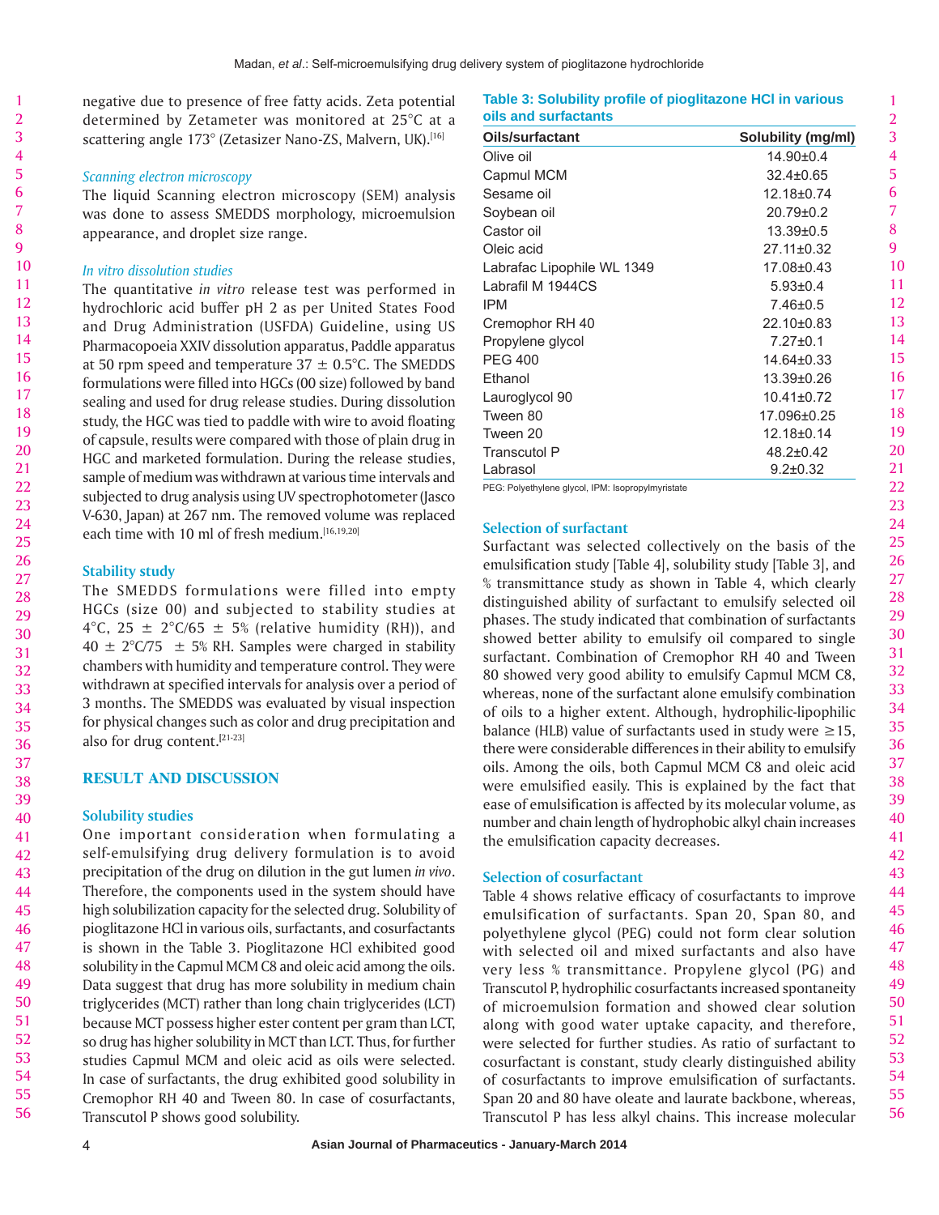negative due to presence of free fatty acids. Zeta potential determined by Zetameter was monitored at 25°C at a scattering angle 173° (Zetasizer Nano-ZS, Malvern, UK).[16]

### *Scanning electron microscopy*

The liquid Scanning electron microscopy (SEM) analysis was done to assess SMEDDS morphology, microemulsion appearance, and droplet size range.

### *In vitro dissolution studies*

The quantitative *in vitro* release test was performed in hydrochloric acid buffer pH 2 as per United States Food and Drug Administration (USFDA) Guideline, using US Pharmacopoeia XXIV dissolution apparatus, Paddle apparatus at 50 rpm speed and temperature 37 ± 0.5°C. The SMEDDS formulations were filled into HGCs (00 size) followed by band sealing and used for drug release studies. During dissolution study, the HGC was tied to paddle with wire to avoid floating of capsule, results were compared with those of plain drug in HGC and marketed formulation. During the release studies, sample of medium was withdrawn at various time intervals and subjected to drug analysis using UV spectrophotometer (Jasco V-630, Japan) at 267 nm. The removed volume was replaced each time with 10 ml of fresh medium.[16,19,20]

### Stability study

The SMEDDS formulations were filled into empty HGCs (size 00) and subjected to stability studies at 4°C, 25 ± 2°C/65 ± 5% (relative humidity (RH)), and 40 ± 2°C/75 ± 5% RH. Samples were charged in stability chambers with humidity and temperature control. They were withdrawn at specified intervals for analysis over a period of 3 months. The SMEDDS was evaluated by visual inspection for physical changes such as color and drug precipitation and also for drug content.[21-23]

## RESULT AND DISCUSSION

### Solubility studies

One important consideration when formulating a self-emulsifying drug delivery formulation is to avoid precipitation of the drug on dilution in the gut lumen *in vivo*. Therefore, the components used in the system should have high solubilization capacity for the selected drug. Solubility of pioglitazone HCl in various oils, surfactants, and cosurfactants is shown in the Table 3. Pioglitazone HCl exhibited good solubility in the Capmul MCM C8 and oleic acid among the oils. Data suggest that drug has more solubility in medium chain triglycerides (MCT) rather than long chain triglycerides (LCT) because MCT possess higher ester content per gram than LCT, so drug has higher solubility in MCT than LCT. Thus, for further studies Capmul MCM and oleic acid as oils were selected. In case of surfactants, the drug exhibited good solubility in Cremophor RH 40 and Tween 80. In case of cosurfactants, Transcutol P shows good solubility.

**Table 3: Solubility profile of pioglitazone HCl in various oils and surfactants**

| Oils/surfactant | Solubility (mg/ml) |
|---|---|
| Olive oil | 14.90±0.4 |
| Capmul MCM | 32.4±0.65 |
| Sesame oil | 12.18±0.74 |
| Soybean oil | 20.79±0.2 |
| Castor oil | 13.39±0.5 |
| Oleic acid | 27.11±0.32 |
| Labrafac Lipophile WL 1349 | 17.08±0.43 |
| Labrafil M 1944CS | 5.93±0.4 |
| IPM | 7.46±0.5 |
| Cremophor RH 40 | 22.10±0.83 |
| Propylene glycol | 7.27±0.1 |
| PEG 400 | 14.64±0.33 |
| Ethanol | 13.39±0.26 |
| Lauroglycol 90 | 10.41±0.72 |
| Tween 80 | 17.096±0.25 |
| Tween 20 | 12.18±0.14 |
| Transcutol P | 48.2±0.42 |
| Labrasol | 9.2±0.32 |

PEG: Polyethylene glycol, IPM: Isopropylmyristate

### Selection of surfactant

Surfactant was selected collectively on the basis of the emulsification study [Table 4], solubility study [Table 3], and % transmittance study as shown in Table 4, which clearly distinguished ability of surfactant to emulsify selected oil phases. The study indicated that combination of surfactants showed better ability to emulsify oil compared to single surfactant. Combination of Cremophor RH 40 and Tween 80 showed very good ability to emulsify Capmul MCM C8, whereas, none of the surfactant alone emulsify combination of oils to a higher extent. Although, hydrophilic-lipophilic balance (HLB) value of surfactants used in study were ≥15, there were considerable differences in their ability to emulsify oils. Among the oils, both Capmul MCM C8 and oleic acid were emulsified easily. This is explained by the fact that ease of emulsification is affected by its molecular volume, as number and chain length of hydrophobic alkyl chain increases the emulsification capacity decreases.

### Selection of cosurfactant

Table 4 shows relative efficacy of cosurfactants to improve emulsification of surfactants. Span 20, Span 80, and polyethylene glycol (PEG) could not form clear solution with selected oil and mixed surfactants and also have very less % transmittance. Propylene glycol (PG) and Transcutol P, hydrophilic cosurfactants increased spontaneity of microemulsion formation and showed clear solution along with good water uptake capacity, and therefore, were selected for further studies. As ratio of surfactant to cosurfactant is constant, study clearly distinguished ability of cosurfactants to improve emulsification of surfactants. Span 20 and 80 have oleate and laurate backbone, whereas, Transcutol P has less alkyl chains. This increase molecular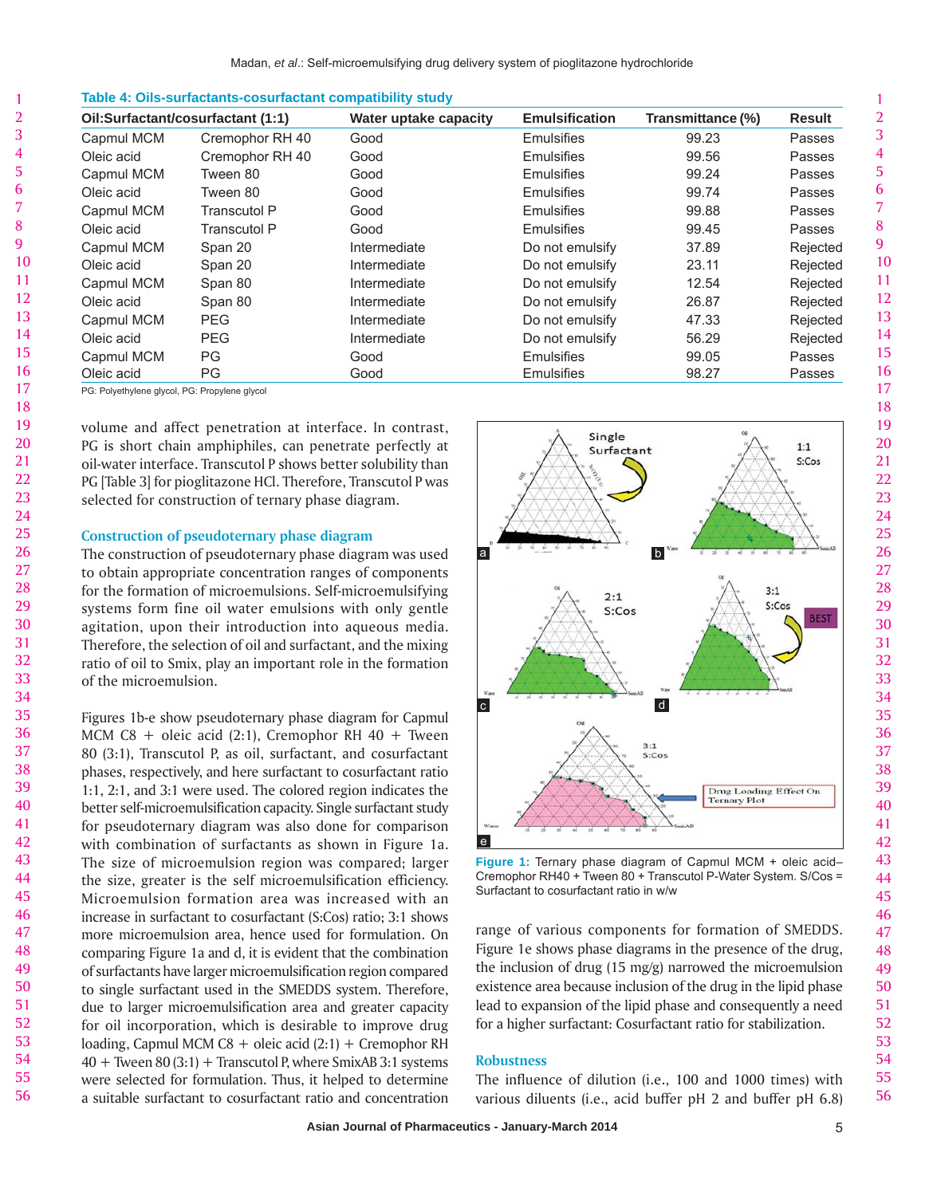**Table 4: Oils-surfactants-cosurfactant compatibility study**

| Oil:Surfactant/cosurfactant (1:1) | | Water uptake capacity | Emulsification | Transmittance (%) | Result |
|---|---|---|---|---|---|
| Capmul MCM | Cremophor RH 40 | Good | Emulsifies | 99.23 | Passes |
| Oleic acid | Cremophor RH 40 | Good | Emulsifies | 99.56 | Passes |
| Capmul MCM | Tween 80 | Good | Emulsifies | 99.24 | Passes |
| Oleic acid | Tween 80 | Good | Emulsifies | 99.74 | Passes |
| Capmul MCM | Transcutol P | Good | Emulsifies | 99.88 | Passes |
| Oleic acid | Transcutol P | Good | Emulsifies | 99.45 | Passes |
| Capmul MCM | Span 20 | Intermediate | Do not emulsify | 37.89 | Rejected |
| Oleic acid | Span 20 | Intermediate | Do not emulsify | 23.11 | Rejected |
| Capmul MCM | Span 80 | Intermediate | Do not emulsify | 12.54 | Rejected |
| Oleic acid | Span 80 | Intermediate | Do not emulsify | 26.87 | Rejected |
| Capmul MCM | PEG | Intermediate | Do not emulsify | 47.33 | Rejected |
| Oleic acid | PEG | Intermediate | Do not emulsify | 56.29 | Rejected |
| Capmul MCM | PG | Good | Emulsifies | 99.05 | Passes |
| Oleic acid | PG | Good | Emulsifies | 98.27 | Passes |

PG: Polyethylene glycol, PG: Propylene glycol

volume and affect penetration at interface. In contrast, PG is short chain amphiphiles, can penetrate perfectly at oil-water interface. Transcutol P shows better solubility than PG [Table 3] for pioglitazone HCl. Therefore, Transcutol P was selected for construction of ternary phase diagram.

### Construction of pseudoternary phase diagram

The construction of pseudoternary phase diagram was used to obtain appropriate concentration ranges of components for the formation of microemulsions. Self-microemulsifying systems form fine oil water emulsions with only gentle agitation, upon their introduction into aqueous media. Therefore, the selection of oil and surfactant, and the mixing ratio of oil to Smix, play an important role in the formation of the microemulsion.

Figures 1b-e show pseudoternary phase diagram for Capmul MCM C8 + oleic acid (2:1), Cremophor RH 40 + Tween 80 (3:1), Transcutol P, as oil, surfactant, and cosurfactant phases, respectively, and here surfactant to cosurfactant ratio 1:1, 2:1, and 3:1 were used. The colored region indicates the better self-microemulsification capacity. Single surfactant study for pseudoternary diagram was also done for comparison with combination of surfactants as shown in Figure 1a. The size of microemulsion region was compared; larger the size, greater is the self microemulsification efficiency. Microemulsion formation area was increased with an increase in surfactant to cosurfactant (S:Cos) ratio; 3:1 shows more microemulsion area, hence used for formulation. On comparing Figure 1a and d, it is evident that the combination of surfactants have larger microemulsification region compared to single surfactant used in the SMEDDS system. Therefore, due to larger microemulsification area and greater capacity for oil incorporation, which is desirable to improve drug loading, Capmul MCM C8 + oleic acid (2:1) + Cremophor RH 40 + Tween 80 (3:1) + Transcutol P, where SmixAB 3:1 systems were selected for formulation. Thus, it helped to determine a suitable surfactant to cosurfactant ratio and concentration range of various components for formation of SMEDDS. Figure 1e shows phase diagrams in the presence of the drug, the inclusion of drug (15 mg/g) narrowed the microemulsion existence area because inclusion of the drug in the lipid phase lead to expansion of the lipid phase and consequently a need for a higher surfactant: Cosurfactant ratio for stabilization.

**Figure 1:** Ternary phase diagram of Capmul MCM + oleic acid–Cremophor RH40 + Tween 80 + Transcutol P-Water System. S/Cos = Surfactant to cosurfactant ratio in w/w

### Robustness

The influence of dilution (i.e., 100 and 1000 times) with various diluents (i.e., acid buffer pH 2 and buffer pH 6.8)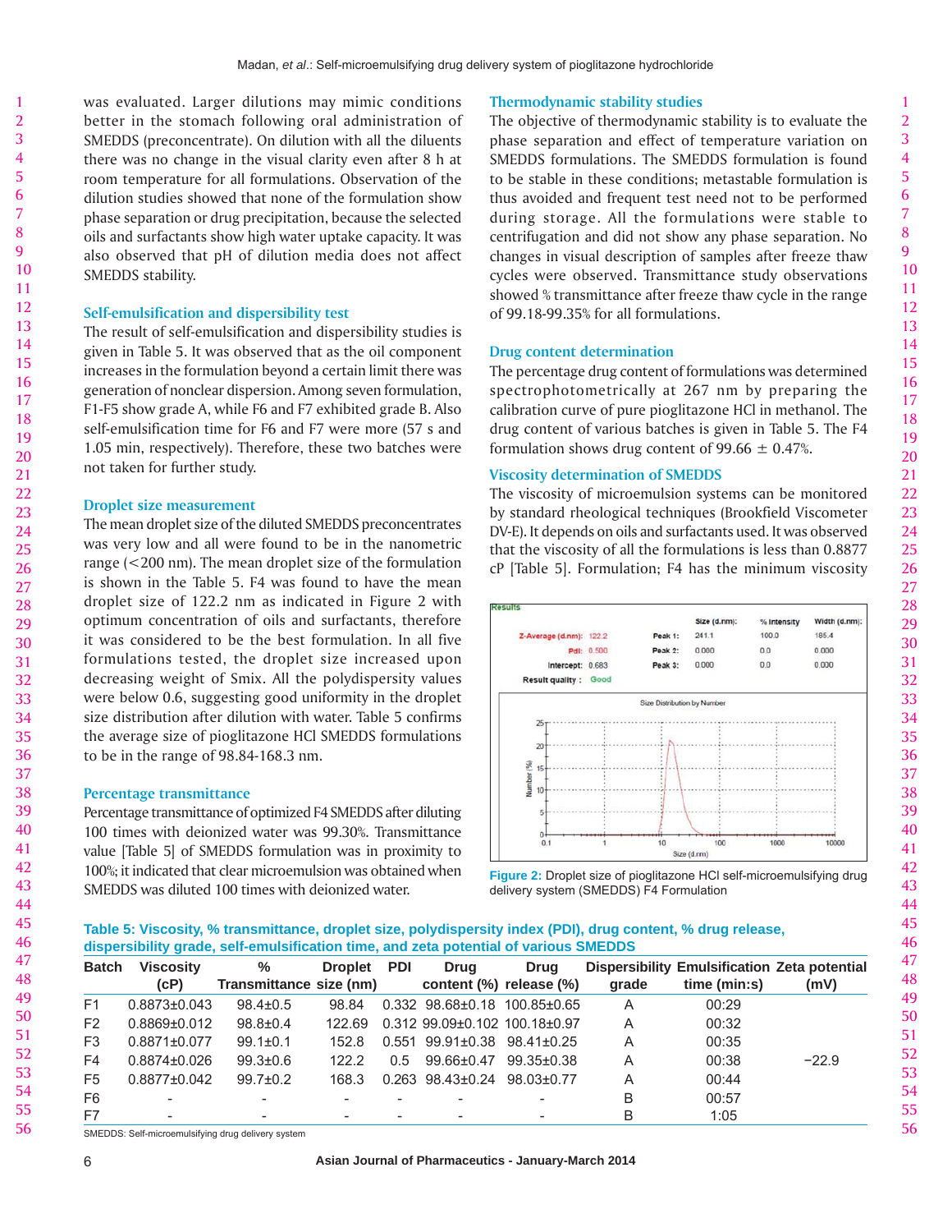was evaluated. Larger dilutions may mimic conditions better in the stomach following oral administration of SMEDDS (preconcentrate). On dilution with all the diluents there was no change in the visual clarity even after 8 h at room temperature for all formulations. Observation of the dilution studies showed that none of the formulation show phase separation or drug precipitation, because the selected oils and surfactants show high water uptake capacity. It was also observed that pH of dilution media does not affect SMEDDS stability.

### Self-emulsification and dispersibility test

The result of self-emulsification and dispersibility studies is given in Table 5. It was observed that as the oil component increases in the formulation beyond a certain limit there was generation of nonclear dispersion. Among seven formulation, F1-F5 show grade A, while F6 and F7 exhibited grade B. Also self-emulsification time for F6 and F7 were more (57 s and 1.05 min, respectively). Therefore, these two batches were not taken for further study.

### Droplet size measurement

The mean droplet size of the diluted SMEDDS preconcentrates was very low and all were found to be in the nanometric range (<200 nm). The mean droplet size of the formulation is shown in the Table 5. F4 was found to have the mean droplet size of 122.2 nm as indicated in Figure 2 with optimum concentration of oils and surfactants, therefore it was considered to be the best formulation. In all five formulations tested, the droplet size increased upon decreasing weight of Smix. All the polydispersity values were below 0.6, suggesting good uniformity in the droplet size distribution after dilution with water. Table 5 confirms the average size of pioglitazone HCl SMEDDS formulations to be in the range of 98.84-168.3 nm.

### Percentage transmittance

Percentage transmittance of optimized F4 SMEDDS after diluting 100 times with deionized water was 99.30%. Transmittance value [Table 5] of SMEDDS formulation was in proximity to 100%; it indicated that clear microemulsion was obtained when SMEDDS was diluted 100 times with deionized water.

### Thermodynamic stability studies

The objective of thermodynamic stability is to evaluate the phase separation and effect of temperature variation on SMEDDS formulations. The SMEDDS formulation is found to be stable in these conditions; metastable formulation is thus avoided and frequent test need not to be performed during storage. All the formulations were stable to centrifugation and did not show any phase separation. No changes in visual description of samples after freeze thaw cycles were observed. Transmittance study observations showed % transmittance after freeze thaw cycle in the range of 99.18-99.35% for all formulations.

### Drug content determination

The percentage drug content of formulations was determined spectrophotometrically at 267 nm by preparing the calibration curve of pure pioglitazone HCl in methanol. The drug content of various batches is given in Table 5. The F4 formulation shows drug content of 99.66 ± 0.47%.

### Viscosity determination of SMEDDS

The viscosity of microemulsion systems can be monitored by standard rheological techniques (Brookfield Viscometer DV-E). It depends on oils and surfactants used. It was observed that the viscosity of all the formulations is less than 0.8877 cP [Table 5]. Formulation; F4 has the minimum viscosity

**Figure 2:** Droplet size of pioglitazone HCl self-microemulsifying drug delivery system (SMEDDS) F4 Formulation

**Table 5: Viscosity, % transmittance, droplet size, polydispersity index (PDI), drug content, % drug release, dispersibility grade, self-emulsification time, and zeta potential of various SMEDDS**

| Batch | Viscosity (cP) | % Transmittance | Droplet size (nm) | PDI | Drug content (%) | Drug release (%) | Dispersibility grade | Emulsification time (min:s) | Zeta potential (mV) |
|---|---|---|---|---|---|---|---|---|---|
| F1 | 0.8873±0.043 | 98.4±0.5 | 98.84 | 0.332 | 98.68±0.18 | 100.85±0.65 | A | 00:29 | |
| F2 | 0.8869±0.012 | 98.8±0.4 | 122.69 | 0.312 | 99.09±0.102 | 100.18±0.97 | A | 00:32 | |
| F3 | 0.8871±0.077 | 99.1±0.1 | 152.8 | 0.551 | 99.91±0.38 | 98.41±0.25 | A | 00:35 | |
| F4 | 0.8874±0.026 | 99.3±0.6 | 122.2 | 0.5 | 99.66±0.47 | 99.35±0.38 | A | 00:38 | −22.9 |
| F5 | 0.8877±0.042 | 99.7±0.2 | 168.3 | 0.263 | 98.43±0.24 | 98.03±0.77 | A | 00:44 | |
| F6 | - | - | - | - | - | - | B | 00:57 | |
| F7 | - | - | - | - | - | - | B | 1:05 | |

SMEDDS: Self-microemulsifying drug delivery system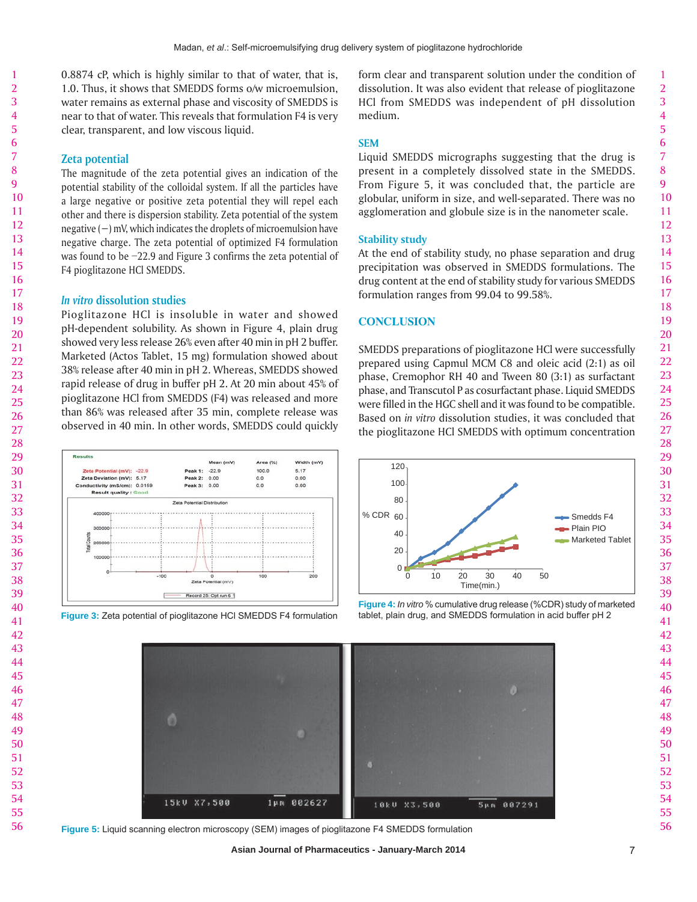0.8874 cP, which is highly similar to that of water, that is, 1.0. Thus, it shows that SMEDDS forms o/w microemulsion, water remains as external phase and viscosity of SMEDDS is near to that of water. This reveals that formulation F4 is very clear, transparent, and low viscous liquid.

### Zeta potential

The magnitude of the zeta potential gives an indication of the potential stability of the colloidal system. If all the particles have a large negative or positive zeta potential they will repel each other and there is dispersion stability. Zeta potential of the system negative (−) mV, which indicates the droplets of microemulsion have negative charge. The zeta potential of optimized F4 formulation was found to be −22.9 and Figure 3 confirms the zeta potential of F4 pioglitazone HCl SMEDDS.

### *In vitro* dissolution studies

Pioglitazone HCl is insoluble in water and showed pH-dependent solubility. As shown in Figure 4, plain drug showed very less release 26% even after 40 min in pH 2 buffer. Marketed (Actos Tablet, 15 mg) formulation showed about 38% release after 40 min in pH 2. Whereas, SMEDDS showed rapid release of drug in buffer pH 2. At 20 min about 45% of pioglitazone HCl from SMEDDS (F4) was released and more than 86% was released after 35 min, complete release was observed in 40 min. In other words, SMEDDS could quickly form clear and transparent solution under the condition of dissolution. It was also evident that release of pioglitazone HCl from SMEDDS was independent of pH dissolution medium.

Figure 3: Zeta potential of pioglitazone HCl SMEDDS F4 formulation

Figure 4: *In vitro* % cumulative drug release (%CDR) study of marketed tablet, plain drug, and SMEDDS formulation in acid buffer pH 2

### SEM

Liquid SMEDDS micrographs suggesting that the drug is present in a completely dissolved state in the SMEDDS. From Figure 5, it was concluded that, the particle are globular, uniform in size, and well-separated. There was no agglomeration and globule size is in the nanometer scale.

### Stability study

At the end of stability study, no phase separation and drug precipitation was observed in SMEDDS formulations. The drug content at the end of stability study for various SMEDDS formulation ranges from 99.04 to 99.58%.

## CONCLUSION

SMEDDS preparations of pioglitazone HCl were successfully prepared using Capmul MCM C8 and oleic acid (2:1) as oil phase, Cremophor RH 40 and Tween 80 (3:1) as surfactant phase, and Transcutol P as cosurfactant phase. Liquid SMEDDS were filled in the HGC shell and it was found to be compatible. Based on *in vitro* dissolution studies, it was concluded that the pioglitazone HCl SMEDDS with optimum concentration

Figure 5: Liquid scanning electron microscopy (SEM) images of pioglitazone F4 SMEDDS formulation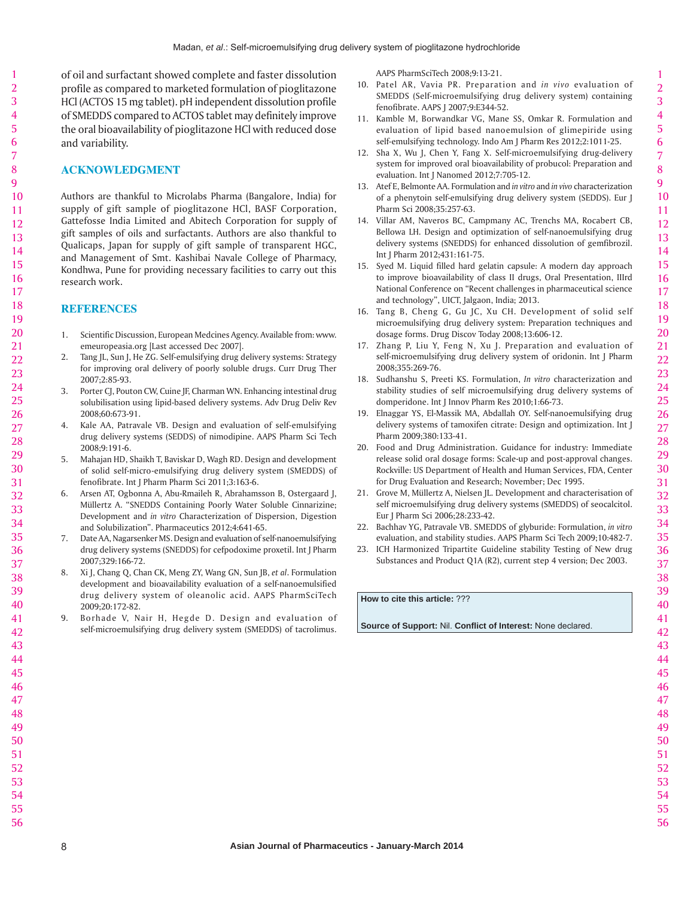of oil and surfactant showed complete and faster dissolution profile as compared to marketed formulation of pioglitazone HCl (ACTOS 15 mg tablet). pH independent dissolution profile of SMEDDS compared to ACTOS tablet may definitely improve the oral bioavailability of pioglitazone HCl with reduced dose and variability.

## ACKNOWLEDGMENT

Authors are thankful to Microlabs Pharma (Bangalore, India) for supply of gift sample of pioglitazone HCl, BASF Corporation, Gattefosse India Limited and Abitech Corporation for supply of gift samples of oils and surfactants. Authors are also thankful to Qualicaps, Japan for supply of gift sample of transparent HGC, and Management of Smt. Kashibai Navale College of Pharmacy, Kondhwa, Pune for providing necessary facilities to carry out this research work.

## REFERENCES

1. Scientific Discussion, European Medcines Agency. Available from: www.emeuropeasia.org [Last accessed Dec 2007].
2. Tang JL, Sun J, He ZG. Self-emulsifying drug delivery systems: Strategy for improving oral delivery of poorly soluble drugs. Curr Drug Ther 2007;2:85-93.
3. Porter CJ, Pouton CW, Cuine JF, Charman WN. Enhancing intestinal drug solubilisation using lipid-based delivery systems. Adv Drug Deliv Rev 2008;60:673-91.
4. Kale AA, Patravale VB. Design and evaluation of self-emulsifying drug delivery systems (SEDDS) of nimodipine. AAPS Pharm Sci Tech 2008;9:191-6.
5. Mahajan HD, Shaikh T, Baviskar D, Wagh RD. Design and development of solid self-micro-emulsifying drug delivery system (SMEDDS) of fenofibrate. Int J Pharm Pharm Sci 2011;3:163-6.
6. Arsen AT, Ogbonna A, Abu-Rmaileh R, Abrahamsson B, Ostergaard J, Müllertz A. "SNEDDS Containing Poorly Water Soluble Cinnarizine; Development and *in vitro* Characterization of Dispersion, Digestion and Solubilization". Pharmaceutics 2012;4:641-65.
7. Date AA, Nagarsenker MS. Design and evaluation of self-nanoemulsifying drug delivery systems (SNEDDS) for cefpodoxime proxetil. Int J Pharm 2007;329:166-72.
8. Xi J, Chang Q, Chan CK, Meng ZY, Wang GN, Sun JB, *et al*. Formulation development and bioavailability evaluation of a self-nanoemulsified drug delivery system of oleanolic acid. AAPS PharmSciTech 2009;20:172-82.
9. Borhade V, Nair H, Hegde D. Design and evaluation of self-microemulsifying drug delivery system (SMEDDS) of tacrolimus. AAPS PharmSciTech 2008;9:13-21.
10. Patel AR, Vavia PR. Preparation and *in vivo* evaluation of SMEDDS (Self-microemulsifying drug delivery system) containing fenofibrate. AAPS J 2007;9:E344-52.
11. Kamble M, Borwandkar VG, Mane SS, Omkar R. Formulation and evaluation of lipid based nanoemulsion of glimepiride using self-emulsifying technology. Indo Am J Pharm Res 2012;2:1011-25.
12. Sha X, Wu J, Chen Y, Fang X. Self-microemulsifying drug-delivery system for improved oral bioavailability of probucol: Preparation and evaluation. Int J Nanomed 2012;7:705-12.
13. Atef E, Belmonte AA. Formulation and *in vitro* and *in vivo* characterization of a phenytoin self-emulsifying drug delivery system (SEDDS). Eur J Pharm Sci 2008;35:257-63.
14. Villar AM, Naveros BC, Campmany AC, Trenchs MA, Rocabert CB, Bellowa LH. Design and optimization of self-nanoemulsifying drug delivery systems (SNEDDS) for enhanced dissolution of gemfibrozil. Int J Pharm 2012;431:161-75.
15. Syed M. Liquid filled hard gelatin capsule: A modern day approach to improve bioavailability of class II drugs, Oral Presentation, IIIrd National Conference on "Recent challenges in pharmaceutical science and technology", UICT, Jalgaon, India; 2013.
16. Tang B, Cheng G, Gu JC, Xu CH. Development of solid self microemulsifying drug delivery system: Preparation techniques and dosage forms. Drug Discov Today 2008;13:606-12.
17. Zhang P, Liu Y, Feng N, Xu J. Preparation and evaluation of self-microemulsifying drug delivery system of oridonin. Int J Pharm 2008;355:269-76.
18. Sudhanshu S, Preeti KS. Formulation, *In vitro* characterization and stability studies of self microemulsifying drug delivery systems of domperidone. Int J Innov Pharm Res 2010;1:66-73.
19. Elnaggar YS, El-Massik MA, Abdallah OY. Self-nanoemulsifying drug delivery systems of tamoxifen citrate: Design and optimization. Int J Pharm 2009;380:133-41.
20. Food and Drug Administration. Guidance for industry: Immediate release solid oral dosage forms: Scale-up and post-approval changes. Rockville: US Department of Health and Human Services, FDA, Center for Drug Evaluation and Research; November; Dec 1995.
21. Grove M, Müllertz A, Nielsen JL. Development and characterisation of self microemulsifying drug delivery systems (SMEDDS) of seocalcitol. Eur J Pharm Sci 2006;28:233-42.
22. Bachhav YG, Patravale VB. SMEDDS of glyburide: Formulation, *in vitro* evaluation, and stability studies. AAPS Pharm Sci Tech 2009;10:482-7.
23. ICH Harmonized Tripartite Guideline stability Testing of New drug Substances and Product Q1A (R2), current step 4 version; Dec 2003.

**How to cite this article:** ???

**Source of Support:** Nil. **Conflict of Interest:** None declared.